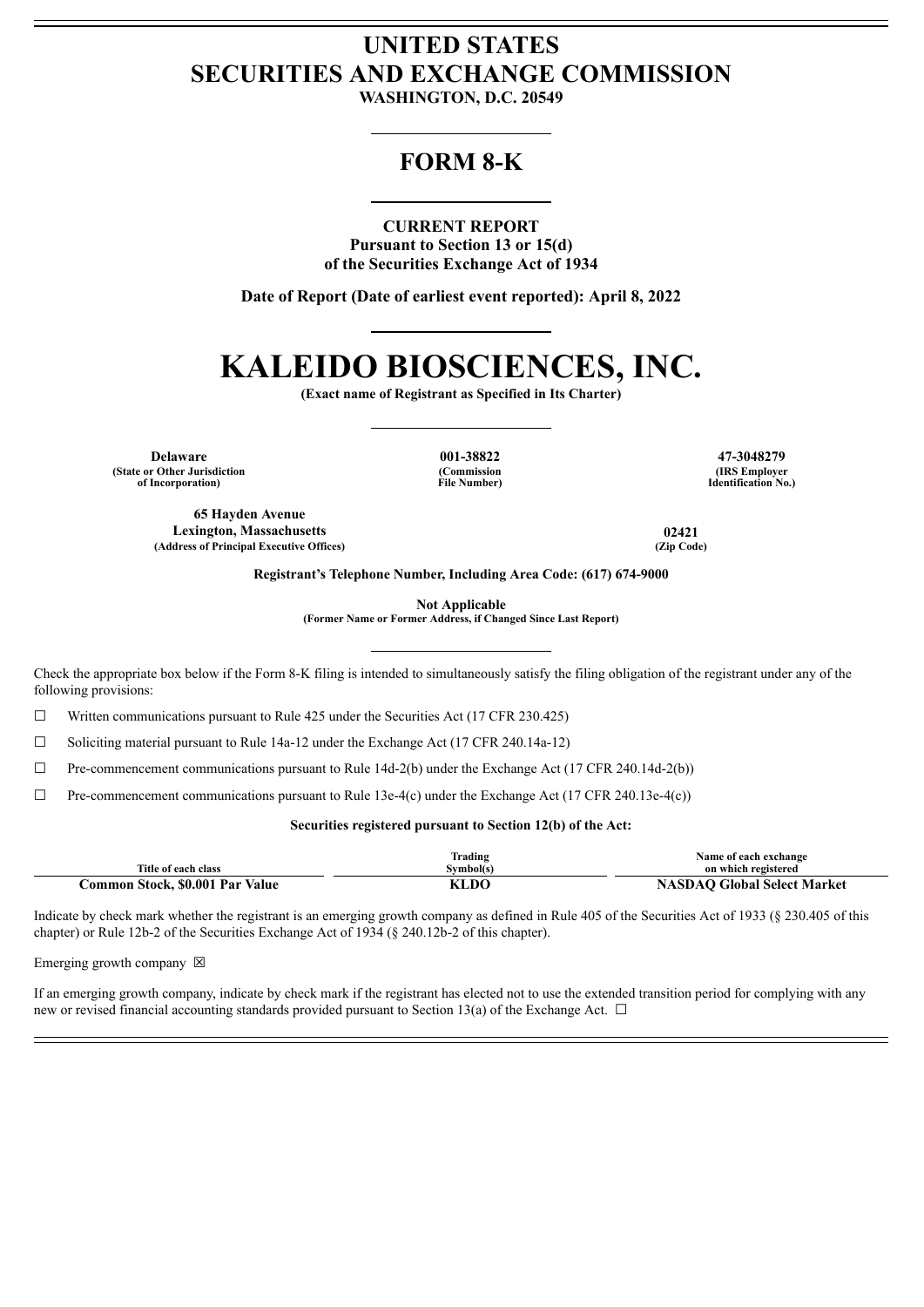# UNITED STATES
# SECURITIES AND EXCHANGE COMMISSION

**WASHINGTON, D.C. 20549**

## FORM 8-K

**CURRENT REPORT**
**Pursuant to Section 13 or 15(d)**
**of the Securities Exchange Act of 1934**

**Date of Report (Date of earliest event reported): April 8, 2022**

# KALEIDO BIOSCIENCES, INC.

**(Exact name of Registrant as Specified in Its Charter)**

| **Delaware** | **001-38822** | **47-3048279** |
|---|---|---|
| **(State or Other Jurisdiction of Incorporation)** | **(Commission File Number)** | **(IRS Employer Identification No.)** |

| **65 Hayden Avenue Lexington, Massachusetts** | **02421** |
|---|---|
| **(Address of Principal Executive Offices)** | **(Zip Code)** |

**Registrant's Telephone Number, Including Area Code: (617) 674-9000**

**Not Applicable**
**(Former Name or Former Address, if Changed Since Last Report)**

Check the appropriate box below if the Form 8-K filing is intended to simultaneously satisfy the filing obligation of the registrant under any of the following provisions:

☐ Written communications pursuant to Rule 425 under the Securities Act (17 CFR 230.425)

☐ Soliciting material pursuant to Rule 14a-12 under the Exchange Act (17 CFR 240.14a-12)

☐ Pre-commencement communications pursuant to Rule 14d-2(b) under the Exchange Act (17 CFR 240.14d-2(b))

☐ Pre-commencement communications pursuant to Rule 13e-4(c) under the Exchange Act (17 CFR 240.13e-4(c))

**Securities registered pursuant to Section 12(b) of the Act:**

| Title of each class | Trading Symbol(s) | Name of each exchange on which registered |
|---|---|---|
| **Common Stock, $0.001 Par Value** | **KLDO** | **NASDAQ Global Select Market** |

Indicate by check mark whether the registrant is an emerging growth company as defined in Rule 405 of the Securities Act of 1933 (§ 230.405 of this chapter) or Rule 12b-2 of the Securities Exchange Act of 1934 (§ 240.12b-2 of this chapter).

Emerging growth company ☒

If an emerging growth company, indicate by check mark if the registrant has elected not to use the extended transition period for complying with any new or revised financial accounting standards provided pursuant to Section 13(a) of the Exchange Act. ☐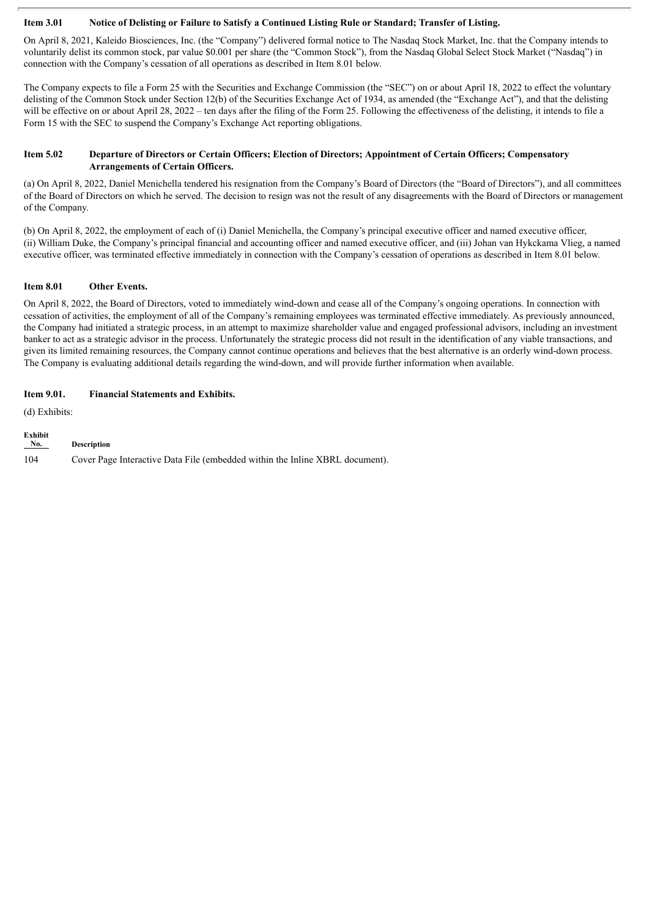### Item 3.01 Notice of Delisting or Failure to Satisfy a Continued Listing Rule or Standard; Transfer of Listing.

On April 8, 2021, Kaleido Biosciences, Inc. (the "Company") delivered formal notice to The Nasdaq Stock Market, Inc. that the Company intends to voluntarily delist its common stock, par value $0.001 per share (the "Common Stock"), from the Nasdaq Global Select Stock Market ("Nasdaq") in connection with the Company's cessation of all operations as described in Item 8.01 below.

The Company expects to file a Form 25 with the Securities and Exchange Commission (the "SEC") on or about April 18, 2022 to effect the voluntary delisting of the Common Stock under Section 12(b) of the Securities Exchange Act of 1934, as amended (the "Exchange Act"), and that the delisting will be effective on or about April 28, 2022 – ten days after the filing of the Form 25. Following the effectiveness of the delisting, it intends to file a Form 15 with the SEC to suspend the Company's Exchange Act reporting obligations.

### Item 5.02 Departure of Directors or Certain Officers; Election of Directors; Appointment of Certain Officers; Compensatory Arrangements of Certain Officers.

(a) On April 8, 2022, Daniel Menichella tendered his resignation from the Company's Board of Directors (the "Board of Directors"), and all committees of the Board of Directors on which he served. The decision to resign was not the result of any disagreements with the Board of Directors or management of the Company.

(b) On April 8, 2022, the employment of each of (i) Daniel Menichella, the Company's principal executive officer and named executive officer, (ii) William Duke, the Company's principal financial and accounting officer and named executive officer, and (iii) Johan van Hykckama Vlieg, a named executive officer, was terminated effective immediately in connection with the Company's cessation of operations as described in Item 8.01 below.

### Item 8.01 Other Events.

On April 8, 2022, the Board of Directors, voted to immediately wind-down and cease all of the Company's ongoing operations. In connection with cessation of activities, the employment of all of the Company's remaining employees was terminated effective immediately. As previously announced, the Company had initiated a strategic process, in an attempt to maximize shareholder value and engaged professional advisors, including an investment banker to act as a strategic advisor in the process. Unfortunately the strategic process did not result in the identification of any viable transactions, and given its limited remaining resources, the Company cannot continue operations and believes that the best alternative is an orderly wind-down process. The Company is evaluating additional details regarding the wind-down, and will provide further information when available.

### Item 9.01. Financial Statements and Exhibits.

(d) Exhibits:

| Exhibit No. | Description |
|---|---|
| 104 | Cover Page Interactive Data File (embedded within the Inline XBRL document). |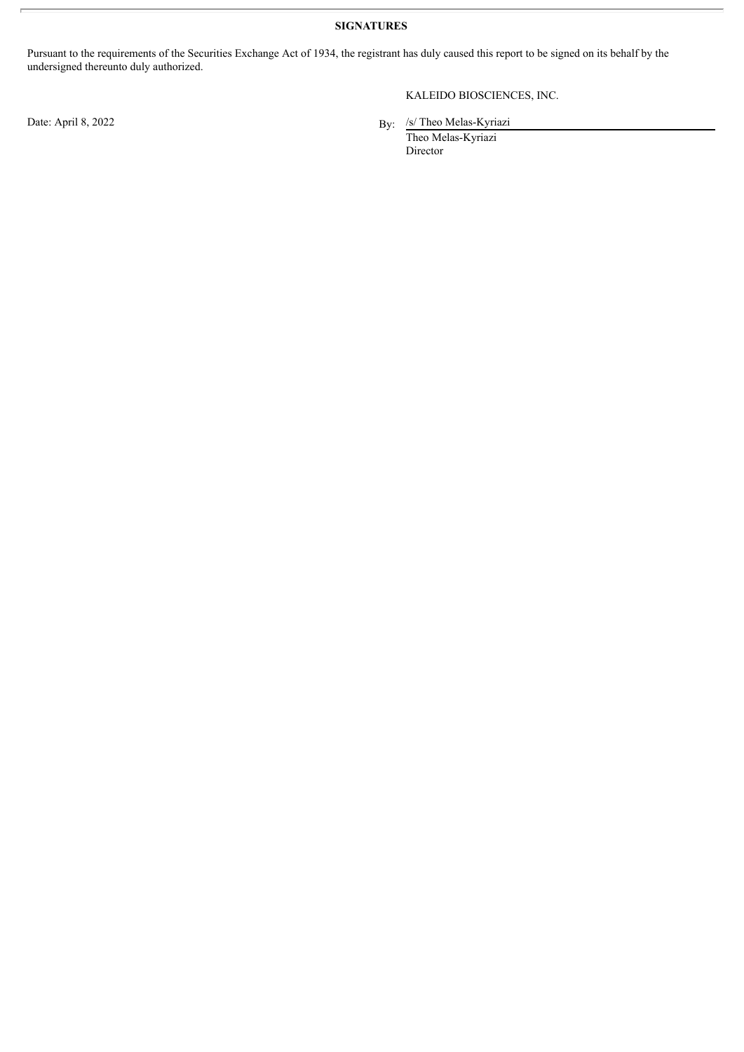**SIGNATURES**

Pursuant to the requirements of the Securities Exchange Act of 1934, the registrant has duly caused this report to be signed on its behalf by the undersigned thereunto duly authorized.

KALEIDO BIOSCIENCES, INC.

Date: April 8, 2022

By: /s/ Theo Melas-Kyriazi

Theo Melas-Kyriazi

Director